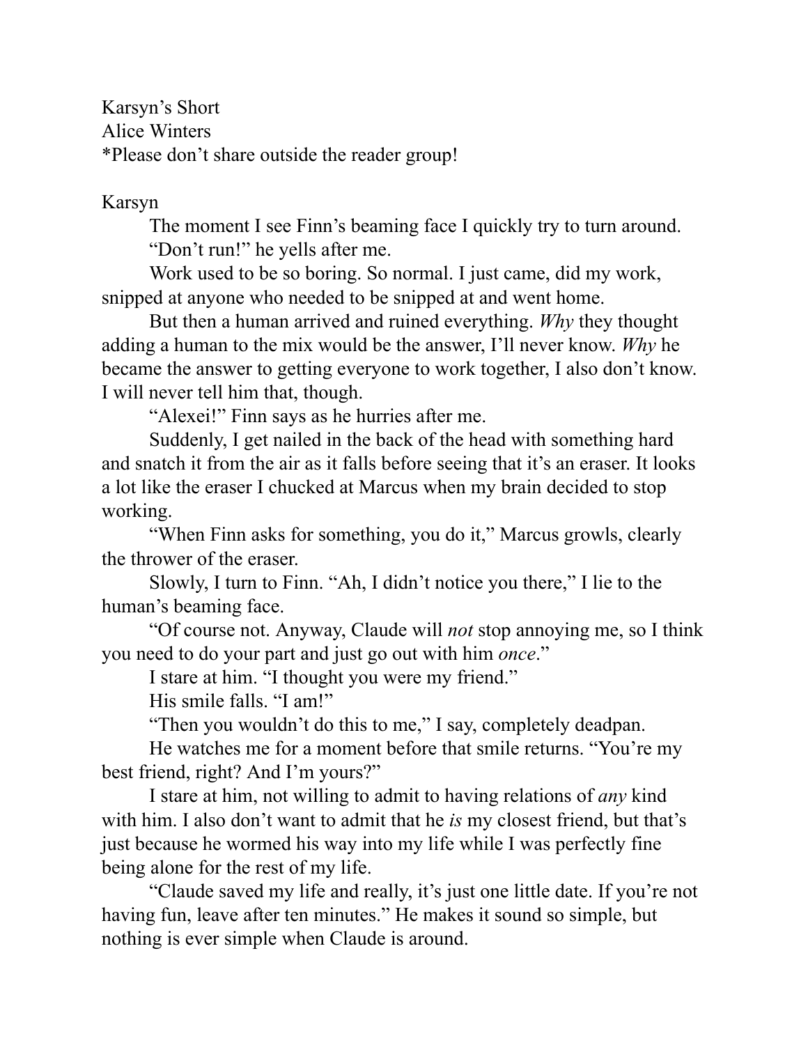Karsyn's Short
Alice Winters
*Please don't share outside the reader group!

Karsyn

The moment I see Finn's beaming face I quickly try to turn around.

"Don't run!" he yells after me.

Work used to be so boring. So normal. I just came, did my work, snipped at anyone who needed to be snipped at and went home.

But then a human arrived and ruined everything. *Why* they thought adding a human to the mix would be the answer, I'll never know. *Why* he became the answer to getting everyone to work together, I also don't know. I will never tell him that, though.

"Alexei!" Finn says as he hurries after me.

Suddenly, I get nailed in the back of the head with something hard and snatch it from the air as it falls before seeing that it's an eraser. It looks a lot like the eraser I chucked at Marcus when my brain decided to stop working.

"When Finn asks for something, you do it," Marcus growls, clearly the thrower of the eraser.

Slowly, I turn to Finn. "Ah, I didn't notice you there," I lie to the human's beaming face.

"Of course not. Anyway, Claude will *not* stop annoying me, so I think you need to do your part and just go out with him *once*."

I stare at him. "I thought you were my friend."

His smile falls. "I am!"

"Then you wouldn't do this to me," I say, completely deadpan.

He watches me for a moment before that smile returns. "You're my best friend, right? And I'm yours?"

I stare at him, not willing to admit to having relations of *any* kind with him. I also don't want to admit that he *is* my closest friend, but that's just because he wormed his way into my life while I was perfectly fine being alone for the rest of my life.

"Claude saved my life and really, it's just one little date. If you're not having fun, leave after ten minutes." He makes it sound so simple, but nothing is ever simple when Claude is around.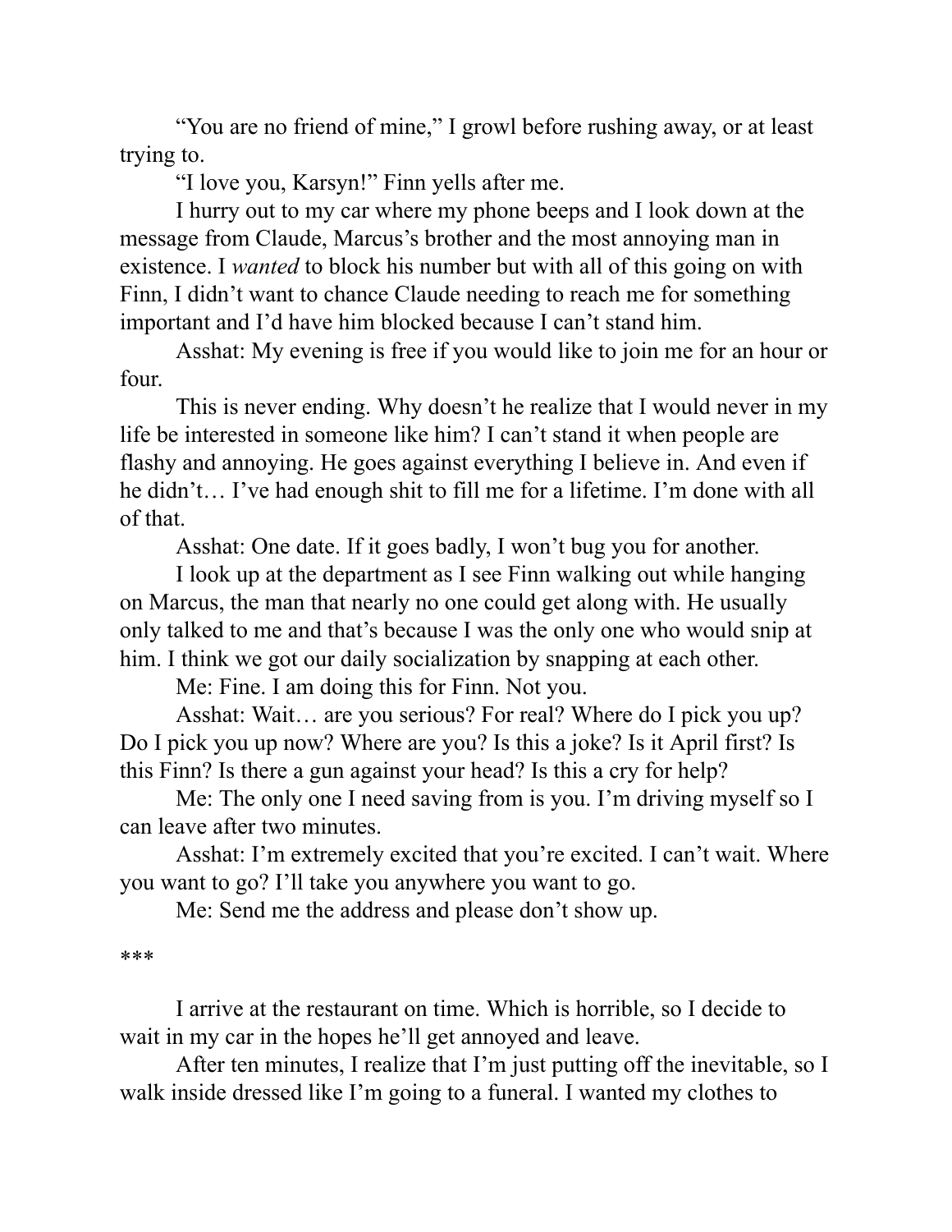"You are no friend of mine," I growl before rushing away, or at least trying to.

"I love you, Karsyn!" Finn yells after me.

I hurry out to my car where my phone beeps and I look down at the message from Claude, Marcus's brother and the most annoying man in existence. I *wanted* to block his number but with all of this going on with Finn, I didn't want to chance Claude needing to reach me for something important and I'd have him blocked because I can't stand him.

Asshat: My evening is free if you would like to join me for an hour or four.

This is never ending. Why doesn't he realize that I would never in my life be interested in someone like him? I can't stand it when people are flashy and annoying. He goes against everything I believe in. And even if he didn't… I've had enough shit to fill me for a lifetime. I'm done with all of that.

Asshat: One date. If it goes badly, I won't bug you for another.

I look up at the department as I see Finn walking out while hanging on Marcus, the man that nearly no one could get along with. He usually only talked to me and that's because I was the only one who would snip at him. I think we got our daily socialization by snapping at each other.

Me: Fine. I am doing this for Finn. Not you.

Asshat: Wait… are you serious? For real? Where do I pick you up? Do I pick you up now? Where are you? Is this a joke? Is it April first? Is this Finn? Is there a gun against your head? Is this a cry for help?

Me: The only one I need saving from is you. I'm driving myself so I can leave after two minutes.

Asshat: I'm extremely excited that you're excited. I can't wait. Where you want to go? I'll take you anywhere you want to go.

Me: Send me the address and please don't show up.

***

I arrive at the restaurant on time. Which is horrible, so I decide to wait in my car in the hopes he'll get annoyed and leave.

After ten minutes, I realize that I'm just putting off the inevitable, so I walk inside dressed like I'm going to a funeral. I wanted my clothes to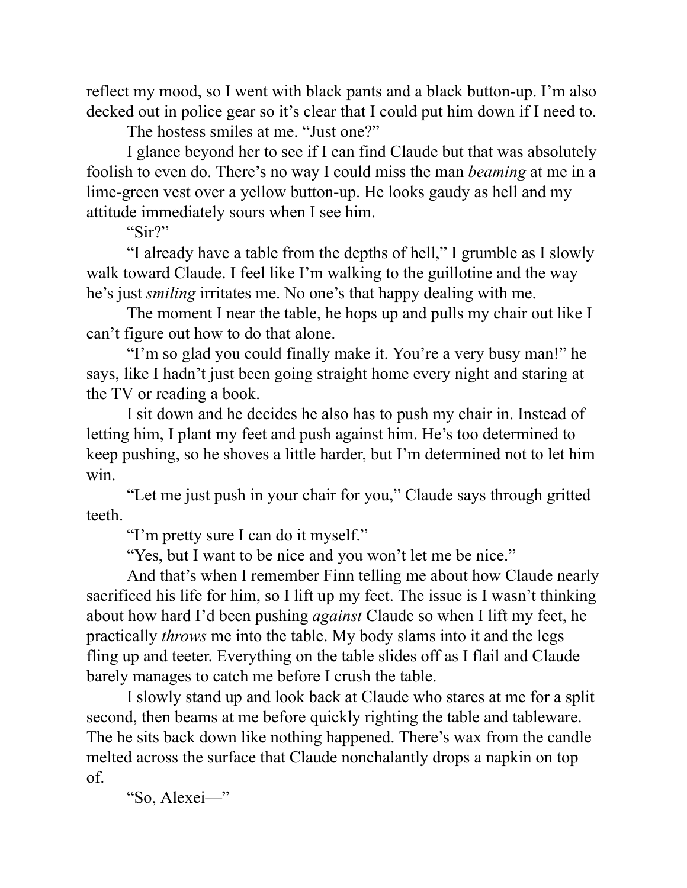reflect my mood, so I went with black pants and a black button-up. I'm also decked out in police gear so it's clear that I could put him down if I need to.

The hostess smiles at me. "Just one?"

I glance beyond her to see if I can find Claude but that was absolutely foolish to even do. There's no way I could miss the man *beaming* at me in a lime-green vest over a yellow button-up. He looks gaudy as hell and my attitude immediately sours when I see him.

"Sir?"

"I already have a table from the depths of hell," I grumble as I slowly walk toward Claude. I feel like I'm walking to the guillotine and the way he's just *smiling* irritates me. No one's that happy dealing with me.

The moment I near the table, he hops up and pulls my chair out like I can't figure out how to do that alone.

"I'm so glad you could finally make it. You're a very busy man!" he says, like I hadn't just been going straight home every night and staring at the TV or reading a book.

I sit down and he decides he also has to push my chair in. Instead of letting him, I plant my feet and push against him. He's too determined to keep pushing, so he shoves a little harder, but I'm determined not to let him win.

"Let me just push in your chair for you," Claude says through gritted teeth.

"I'm pretty sure I can do it myself."

"Yes, but I want to be nice and you won't let me be nice."

And that's when I remember Finn telling me about how Claude nearly sacrificed his life for him, so I lift up my feet. The issue is I wasn't thinking about how hard I'd been pushing *against* Claude so when I lift my feet, he practically *throws* me into the table. My body slams into it and the legs fling up and teeter. Everything on the table slides off as I flail and Claude barely manages to catch me before I crush the table.

I slowly stand up and look back at Claude who stares at me for a split second, then beams at me before quickly righting the table and tableware. The he sits back down like nothing happened. There's wax from the candle melted across the surface that Claude nonchalantly drops a napkin on top of.

"So, Alexei—"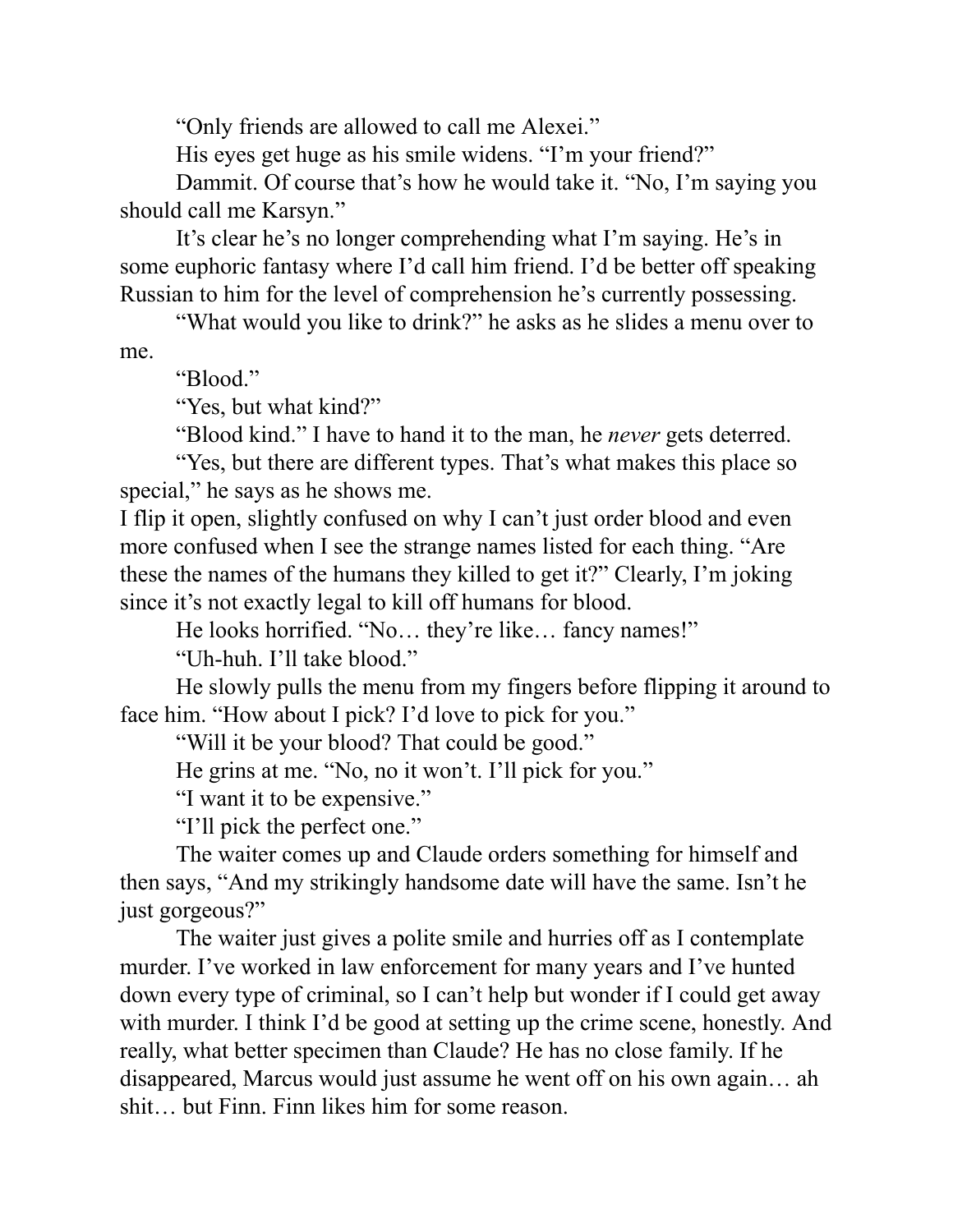"Only friends are allowed to call me Alexei."

His eyes get huge as his smile widens. "I'm your friend?"

Dammit. Of course that's how he would take it. "No, I'm saying you should call me Karsyn."

It's clear he's no longer comprehending what I'm saying. He's in some euphoric fantasy where I'd call him friend. I'd be better off speaking Russian to him for the level of comprehension he's currently possessing.

"What would you like to drink?" he asks as he slides a menu over to me.

"Blood."

"Yes, but what kind?"

"Blood kind." I have to hand it to the man, he *never* gets deterred.

"Yes, but there are different types. That's what makes this place so special," he says as he shows me.

I flip it open, slightly confused on why I can't just order blood and even more confused when I see the strange names listed for each thing. "Are these the names of the humans they killed to get it?" Clearly, I'm joking since it's not exactly legal to kill off humans for blood.

He looks horrified. "No… they're like… fancy names!"

"Uh-huh. I'll take blood."

He slowly pulls the menu from my fingers before flipping it around to face him. "How about I pick? I'd love to pick for you."

"Will it be your blood? That could be good."

He grins at me. "No, no it won't. I'll pick for you."

"I want it to be expensive."

"I'll pick the perfect one."

The waiter comes up and Claude orders something for himself and then says, "And my strikingly handsome date will have the same. Isn't he just gorgeous?"

The waiter just gives a polite smile and hurries off as I contemplate murder. I've worked in law enforcement for many years and I've hunted down every type of criminal, so I can't help but wonder if I could get away with murder. I think I'd be good at setting up the crime scene, honestly. And really, what better specimen than Claude? He has no close family. If he disappeared, Marcus would just assume he went off on his own again… ah shit… but Finn. Finn likes him for some reason.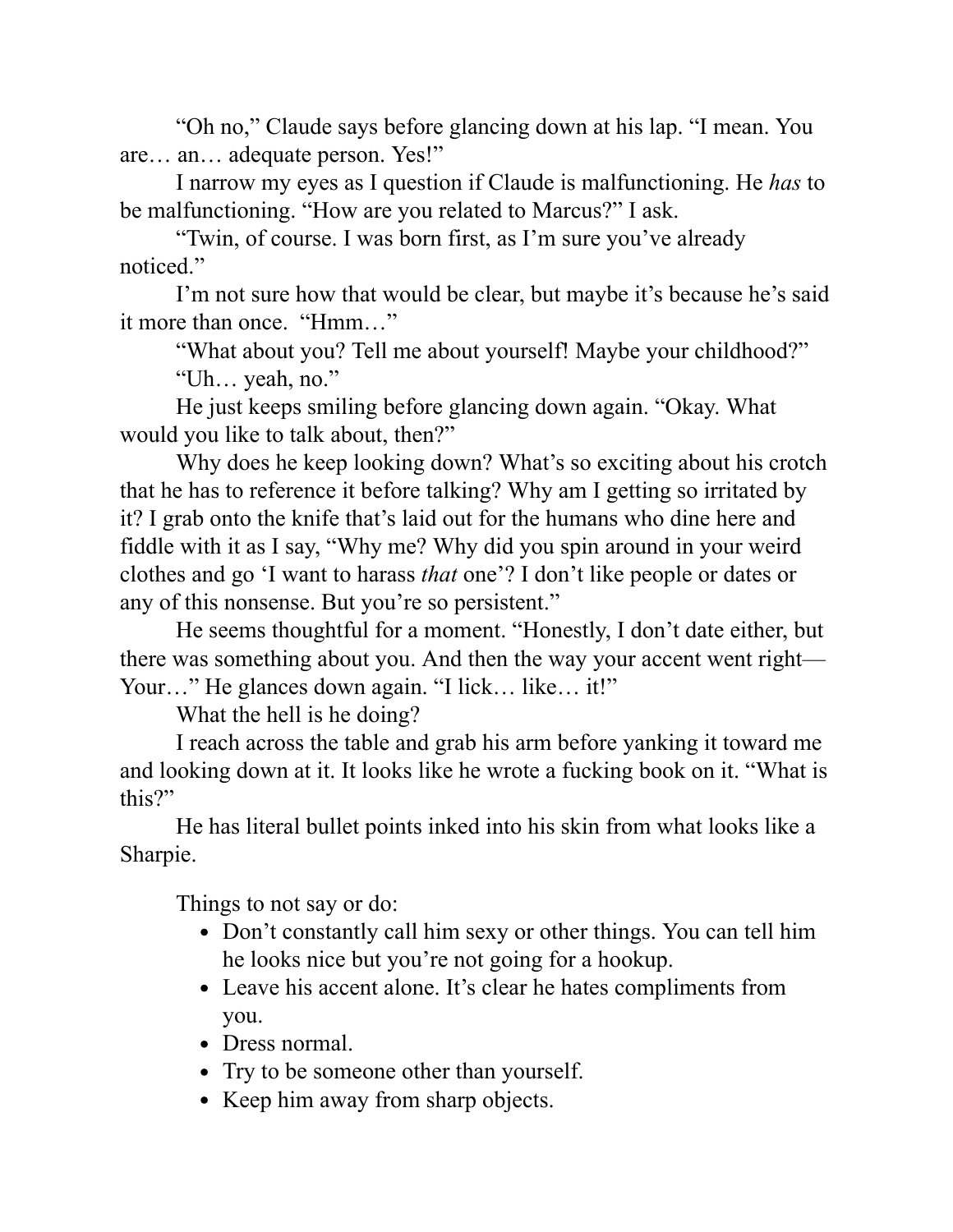"Oh no," Claude says before glancing down at his lap. "I mean. You are… an… adequate person. Yes!"

I narrow my eyes as I question if Claude is malfunctioning. He *has* to be malfunctioning. "How are you related to Marcus?" I ask.

"Twin, of course. I was born first, as I'm sure you've already noticed."

I'm not sure how that would be clear, but maybe it's because he's said it more than once. "Hmm…"

"What about you? Tell me about yourself! Maybe your childhood?"

"Uh… yeah, no."

He just keeps smiling before glancing down again. "Okay. What would you like to talk about, then?"

Why does he keep looking down? What's so exciting about his crotch that he has to reference it before talking? Why am I getting so irritated by it? I grab onto the knife that's laid out for the humans who dine here and fiddle with it as I say, "Why me? Why did you spin around in your weird clothes and go 'I want to harass *that* one'? I don't like people or dates or any of this nonsense. But you're so persistent."

He seems thoughtful for a moment. "Honestly, I don't date either, but there was something about you. And then the way your accent went right— Your…" He glances down again. "I lick… like… it!"

What the hell is he doing?

I reach across the table and grab his arm before yanking it toward me and looking down at it. It looks like he wrote a fucking book on it. "What is this?"

He has literal bullet points inked into his skin from what looks like a Sharpie.

Things to not say or do:

- Don't constantly call him sexy or other things. You can tell him he looks nice but you're not going for a hookup.
- Leave his accent alone. It's clear he hates compliments from you.
- Dress normal.
- Try to be someone other than yourself.
- Keep him away from sharp objects.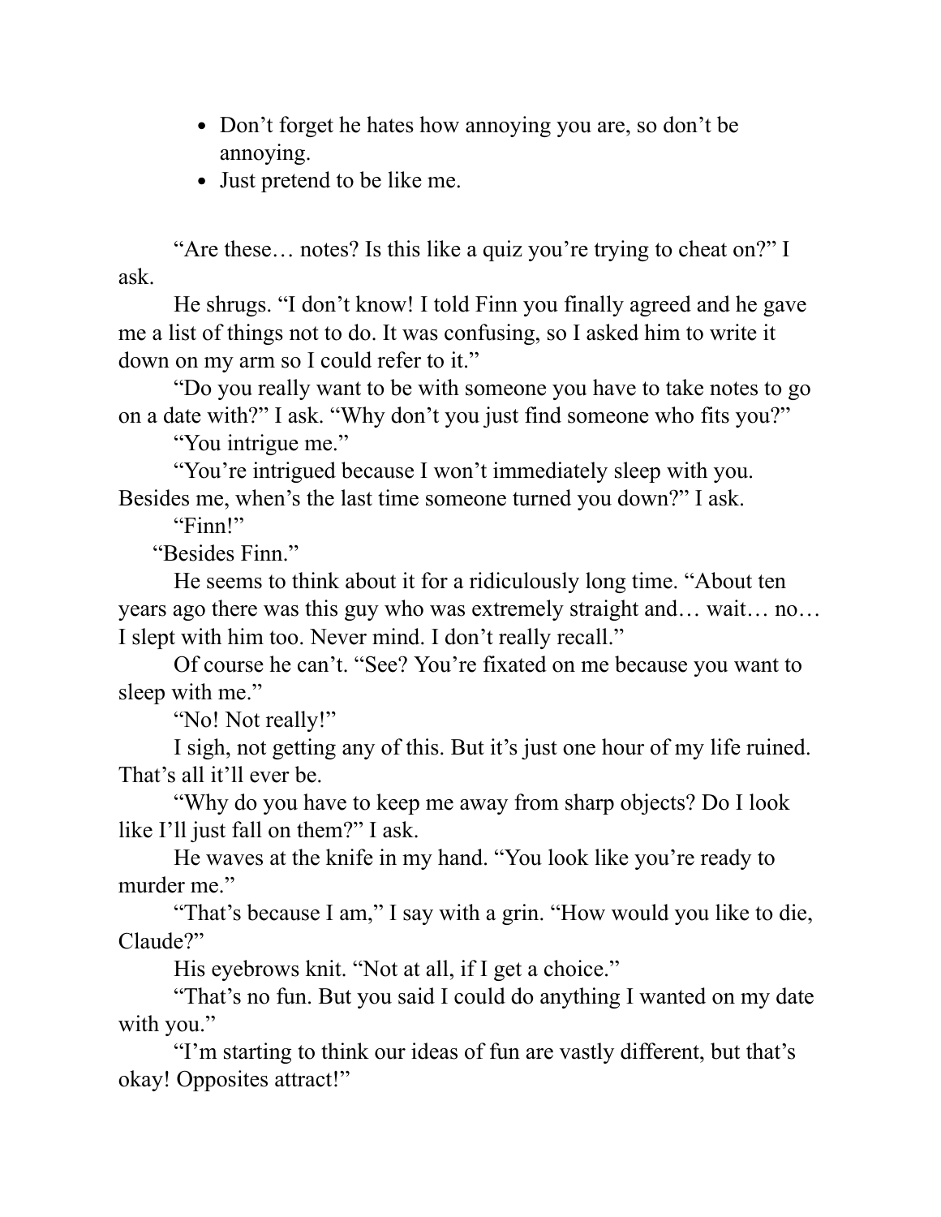- Don't forget he hates how annoying you are, so don't be annoying.
- Just pretend to be like me.

"Are these… notes? Is this like a quiz you're trying to cheat on?" I ask.

He shrugs. "I don't know! I told Finn you finally agreed and he gave me a list of things not to do. It was confusing, so I asked him to write it down on my arm so I could refer to it."

"Do you really want to be with someone you have to take notes to go on a date with?" I ask. "Why don't you just find someone who fits you?"

"You intrigue me."

"You're intrigued because I won't immediately sleep with you. Besides me, when's the last time someone turned you down?" I ask.

"Finn!"

"Besides Finn."

He seems to think about it for a ridiculously long time. "About ten years ago there was this guy who was extremely straight and… wait… no… I slept with him too. Never mind. I don't really recall."

Of course he can't. "See? You're fixated on me because you want to sleep with me."

"No! Not really!"

I sigh, not getting any of this. But it's just one hour of my life ruined. That's all it'll ever be.

"Why do you have to keep me away from sharp objects? Do I look like I'll just fall on them?" I ask.

He waves at the knife in my hand. "You look like you're ready to murder me."

"That's because I am," I say with a grin. "How would you like to die, Claude?"

His eyebrows knit. "Not at all, if I get a choice."

"That's no fun. But you said I could do anything I wanted on my date with you."

"I'm starting to think our ideas of fun are vastly different, but that's okay! Opposites attract!"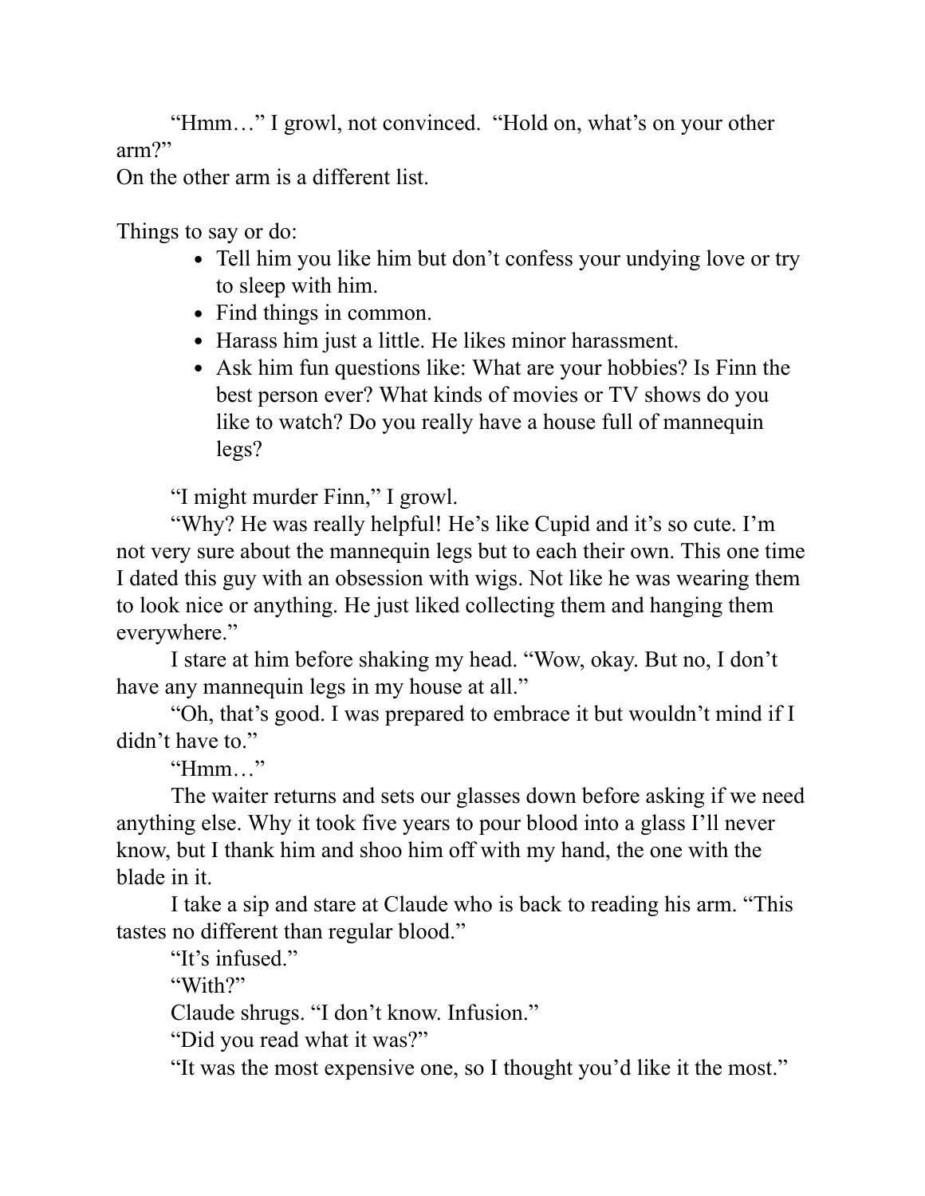"Hmm…" I growl, not convinced. "Hold on, what's on your other arm?"

On the other arm is a different list.

Things to say or do:

- Tell him you like him but don't confess your undying love or try to sleep with him.
- Find things in common.
- Harass him just a little. He likes minor harassment.
- Ask him fun questions like: What are your hobbies? Is Finn the best person ever? What kinds of movies or TV shows do you like to watch? Do you really have a house full of mannequin legs?

"I might murder Finn," I growl.

"Why? He was really helpful! He's like Cupid and it's so cute. I'm not very sure about the mannequin legs but to each their own. This one time I dated this guy with an obsession with wigs. Not like he was wearing them to look nice or anything. He just liked collecting them and hanging them everywhere."

I stare at him before shaking my head. "Wow, okay. But no, I don't have any mannequin legs in my house at all."

"Oh, that's good. I was prepared to embrace it but wouldn't mind if I didn't have to."

"Hmm…"

The waiter returns and sets our glasses down before asking if we need anything else. Why it took five years to pour blood into a glass I'll never know, but I thank him and shoo him off with my hand, the one with the blade in it.

I take a sip and stare at Claude who is back to reading his arm. "This tastes no different than regular blood."

"It's infused."

"With?"

Claude shrugs. "I don't know. Infusion."

"Did you read what it was?"

"It was the most expensive one, so I thought you'd like it the most."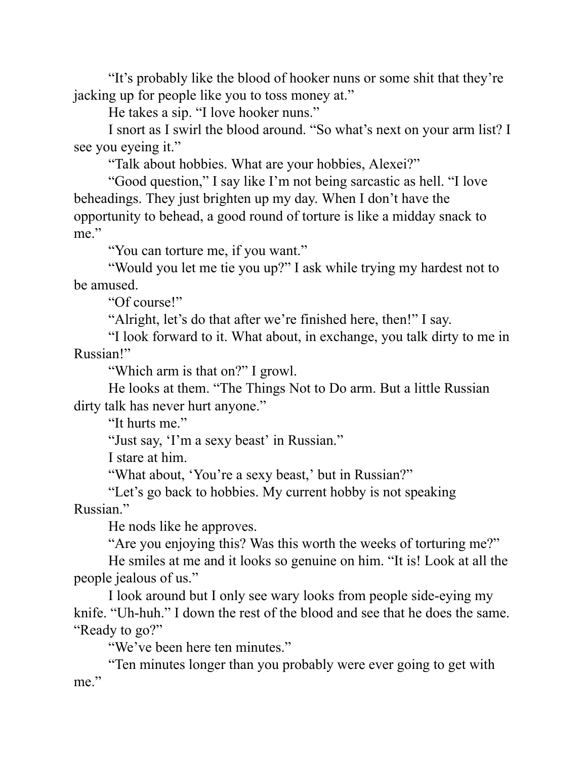"It's probably like the blood of hooker nuns or some shit that they're jacking up for people like you to toss money at."

He takes a sip. "I love hooker nuns."

I snort as I swirl the blood around. "So what's next on your arm list? I see you eyeing it."

"Talk about hobbies. What are your hobbies, Alexei?"

"Good question," I say like I'm not being sarcastic as hell. "I love beheadings. They just brighten up my day. When I don't have the opportunity to behead, a good round of torture is like a midday snack to me."

"You can torture me, if you want."

"Would you let me tie you up?" I ask while trying my hardest not to be amused.

"Of course!"

"Alright, let's do that after we're finished here, then!" I say.

"I look forward to it. What about, in exchange, you talk dirty to me in Russian!"

"Which arm is that on?" I growl.

He looks at them. "The Things Not to Do arm. But a little Russian dirty talk has never hurt anyone."

"It hurts me."

"Just say, 'I'm a sexy beast' in Russian."

I stare at him.

"What about, 'You're a sexy beast,' but in Russian?"

"Let's go back to hobbies. My current hobby is not speaking Russian."

He nods like he approves.

"Are you enjoying this? Was this worth the weeks of torturing me?"

He smiles at me and it looks so genuine on him. "It is! Look at all the people jealous of us."

I look around but I only see wary looks from people side-eying my knife. "Uh-huh." I down the rest of the blood and see that he does the same. "Ready to go?"

"We've been here ten minutes."

"Ten minutes longer than you probably were ever going to get with me."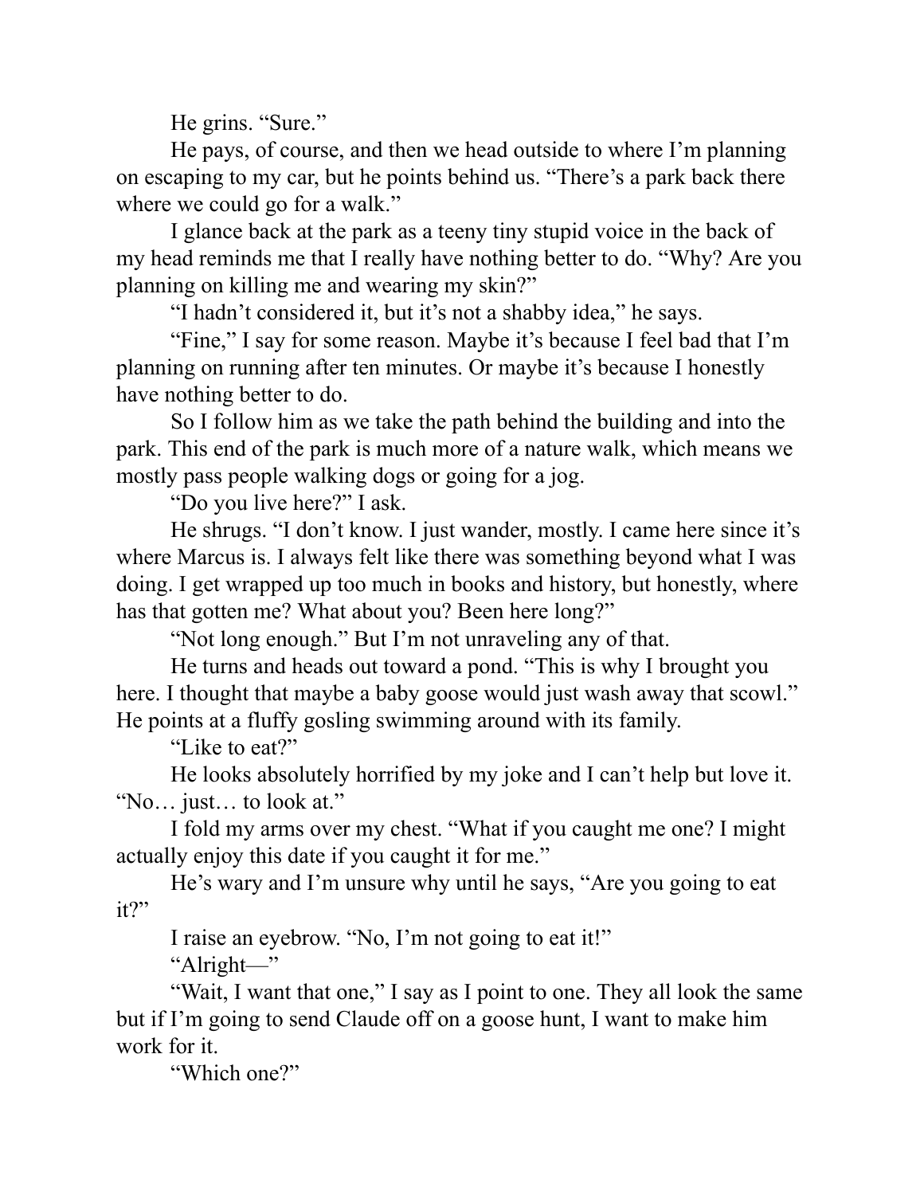He grins. "Sure."

He pays, of course, and then we head outside to where I'm planning on escaping to my car, but he points behind us. "There's a park back there where we could go for a walk."

I glance back at the park as a teeny tiny stupid voice in the back of my head reminds me that I really have nothing better to do. "Why? Are you planning on killing me and wearing my skin?"

"I hadn't considered it, but it's not a shabby idea," he says.

"Fine," I say for some reason. Maybe it's because I feel bad that I'm planning on running after ten minutes. Or maybe it's because I honestly have nothing better to do.

So I follow him as we take the path behind the building and into the park. This end of the park is much more of a nature walk, which means we mostly pass people walking dogs or going for a jog.

"Do you live here?" I ask.

He shrugs. "I don't know. I just wander, mostly. I came here since it's where Marcus is. I always felt like there was something beyond what I was doing. I get wrapped up too much in books and history, but honestly, where has that gotten me? What about you? Been here long?"

"Not long enough." But I'm not unraveling any of that.

He turns and heads out toward a pond. "This is why I brought you here. I thought that maybe a baby goose would just wash away that scowl." He points at a fluffy gosling swimming around with its family.

"Like to eat?"

He looks absolutely horrified by my joke and I can't help but love it. "No… just… to look at."

I fold my arms over my chest. "What if you caught me one? I might actually enjoy this date if you caught it for me."

He's wary and I'm unsure why until he says, "Are you going to eat it?"

I raise an eyebrow. "No, I'm not going to eat it!"

"Alright—"

"Wait, I want that one," I say as I point to one. They all look the same but if I'm going to send Claude off on a goose hunt, I want to make him work for it.

"Which one?"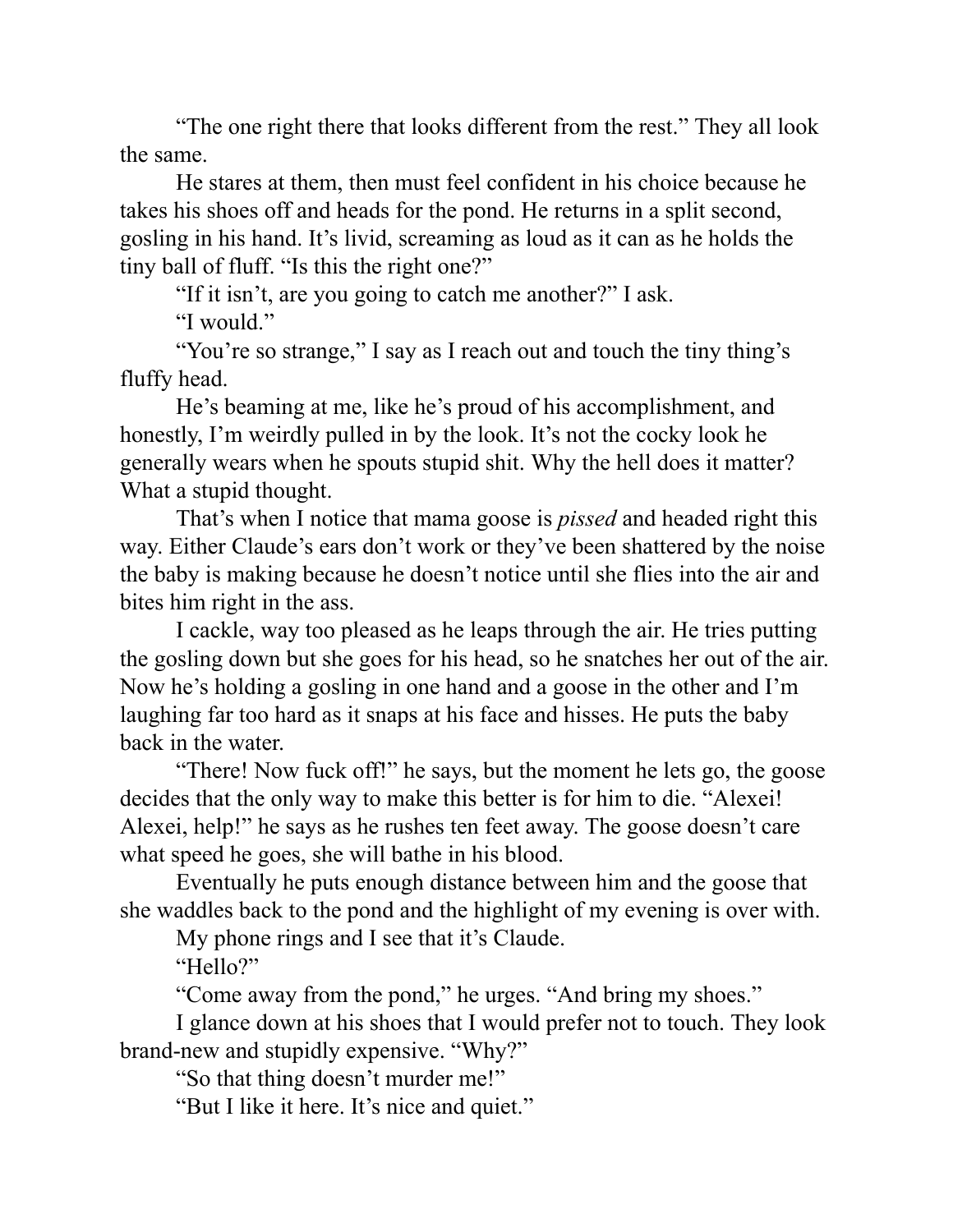"The one right there that looks different from the rest." They all look the same.

He stares at them, then must feel confident in his choice because he takes his shoes off and heads for the pond. He returns in a split second, gosling in his hand. It's livid, screaming as loud as it can as he holds the tiny ball of fluff. "Is this the right one?"

"If it isn't, are you going to catch me another?" I ask.

"I would."

"You're so strange," I say as I reach out and touch the tiny thing's fluffy head.

He's beaming at me, like he's proud of his accomplishment, and honestly, I'm weirdly pulled in by the look. It's not the cocky look he generally wears when he spouts stupid shit. Why the hell does it matter? What a stupid thought.

That's when I notice that mama goose is *pissed* and headed right this way. Either Claude's ears don't work or they've been shattered by the noise the baby is making because he doesn't notice until she flies into the air and bites him right in the ass.

I cackle, way too pleased as he leaps through the air. He tries putting the gosling down but she goes for his head, so he snatches her out of the air. Now he's holding a gosling in one hand and a goose in the other and I'm laughing far too hard as it snaps at his face and hisses. He puts the baby back in the water.

"There! Now fuck off!" he says, but the moment he lets go, the goose decides that the only way to make this better is for him to die. "Alexei! Alexei, help!" he says as he rushes ten feet away. The goose doesn't care what speed he goes, she will bathe in his blood.

Eventually he puts enough distance between him and the goose that she waddles back to the pond and the highlight of my evening is over with.

My phone rings and I see that it's Claude.

"Hello?"

"Come away from the pond," he urges. "And bring my shoes."

I glance down at his shoes that I would prefer not to touch. They look brand-new and stupidly expensive. "Why?"

"So that thing doesn't murder me!"

"But I like it here. It's nice and quiet."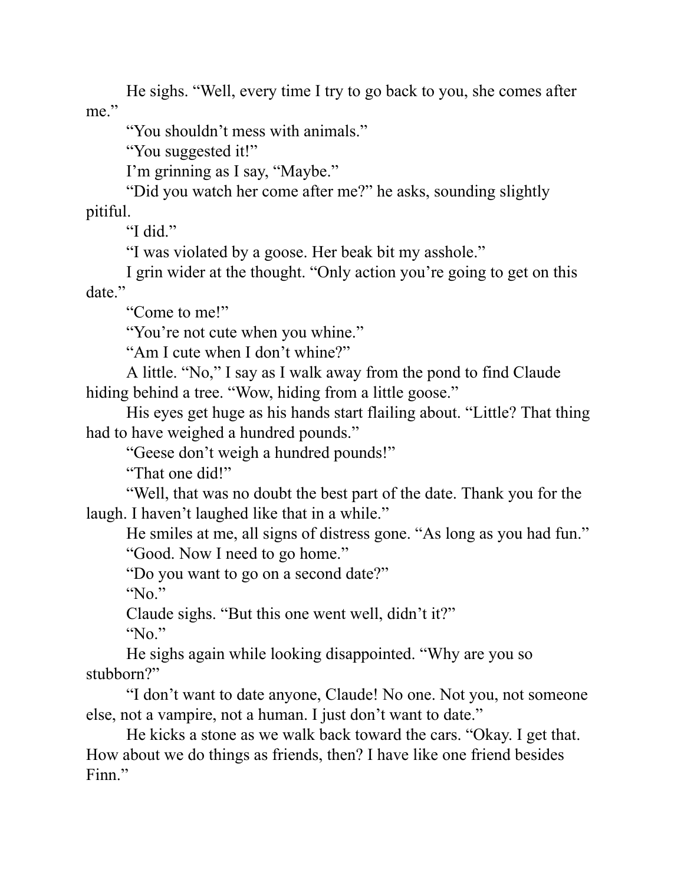He sighs. "Well, every time I try to go back to you, she comes after me."

"You shouldn't mess with animals."

"You suggested it!"

I'm grinning as I say, "Maybe."

"Did you watch her come after me?" he asks, sounding slightly pitiful.

"I did."

"I was violated by a goose. Her beak bit my asshole."

I grin wider at the thought. "Only action you're going to get on this date."

"Come to me!"

"You're not cute when you whine."

"Am I cute when I don't whine?"

A little. "No," I say as I walk away from the pond to find Claude hiding behind a tree. "Wow, hiding from a little goose."

His eyes get huge as his hands start flailing about. "Little? That thing had to have weighed a hundred pounds."

"Geese don't weigh a hundred pounds!"

"That one did!"

"Well, that was no doubt the best part of the date. Thank you for the laugh. I haven't laughed like that in a while."

He smiles at me, all signs of distress gone. "As long as you had fun."

"Good. Now I need to go home."

"Do you want to go on a second date?"

"No."

Claude sighs. "But this one went well, didn't it?"

"No."

He sighs again while looking disappointed. "Why are you so stubborn?"

"I don't want to date anyone, Claude! No one. Not you, not someone else, not a vampire, not a human. I just don't want to date."

He kicks a stone as we walk back toward the cars. "Okay. I get that. How about we do things as friends, then? I have like one friend besides Finn."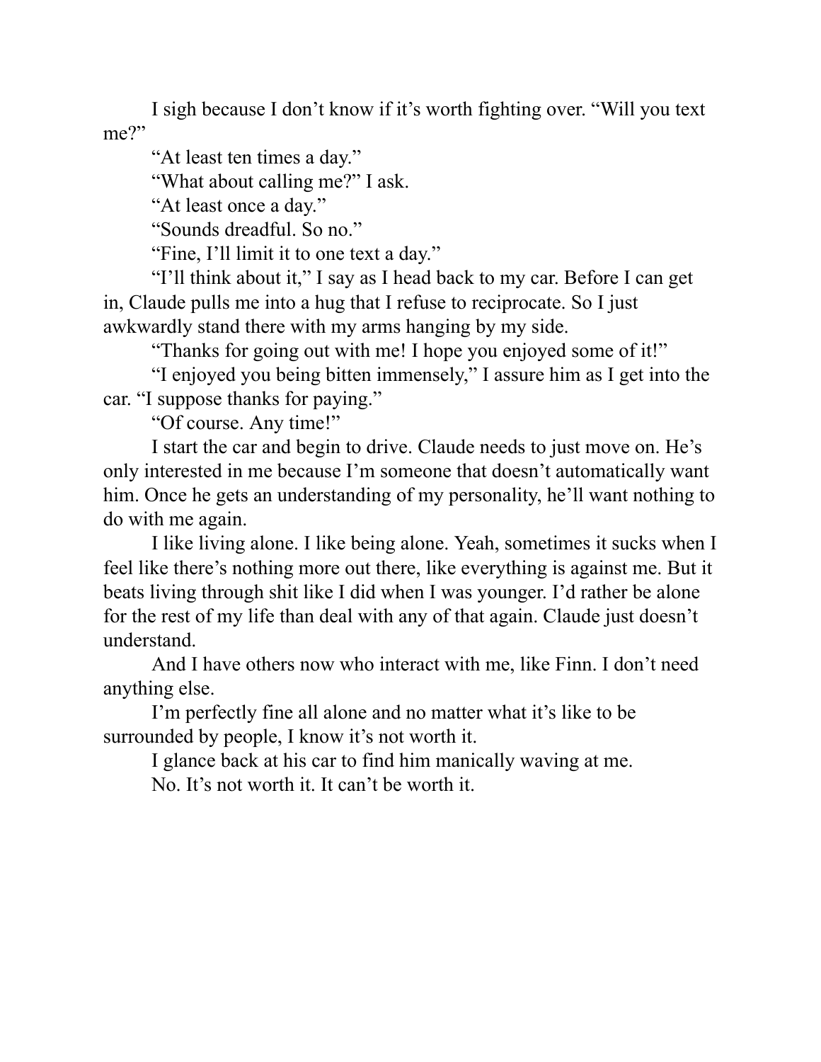I sigh because I don't know if it's worth fighting over. "Will you text me?"

"At least ten times a day."

"What about calling me?" I ask.

"At least once a day."

"Sounds dreadful. So no."

"Fine, I'll limit it to one text a day."

"I'll think about it," I say as I head back to my car. Before I can get in, Claude pulls me into a hug that I refuse to reciprocate. So I just awkwardly stand there with my arms hanging by my side.

"Thanks for going out with me! I hope you enjoyed some of it!"

"I enjoyed you being bitten immensely," I assure him as I get into the car. "I suppose thanks for paying."

"Of course. Any time!"

I start the car and begin to drive. Claude needs to just move on. He's only interested in me because I'm someone that doesn't automatically want him. Once he gets an understanding of my personality, he'll want nothing to do with me again.

I like living alone. I like being alone. Yeah, sometimes it sucks when I feel like there's nothing more out there, like everything is against me. But it beats living through shit like I did when I was younger. I'd rather be alone for the rest of my life than deal with any of that again. Claude just doesn't understand.

And I have others now who interact with me, like Finn. I don't need anything else.

I'm perfectly fine all alone and no matter what it's like to be surrounded by people, I know it's not worth it.

I glance back at his car to find him manically waving at me.

No. It's not worth it. It can't be worth it.